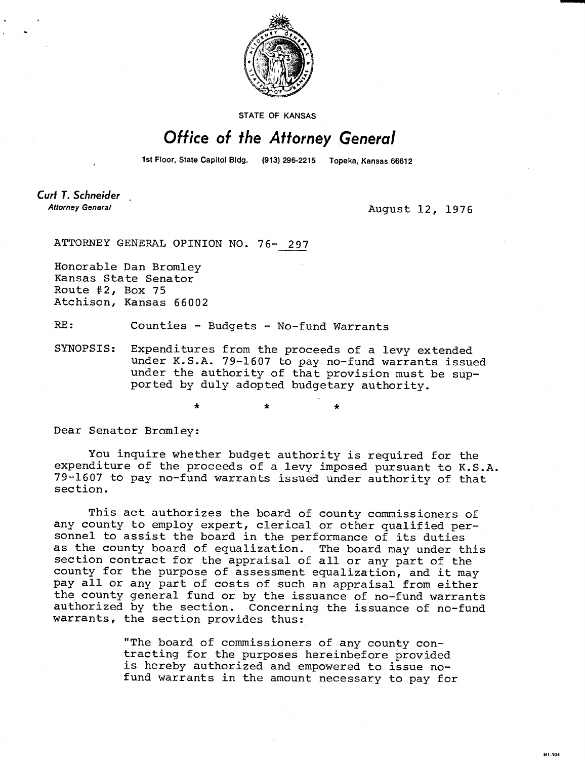STATE OF KANSAS

# Office of the Attorney General

1st Floor, State Capitol Bldg. (913) 296-2215 Topeka, Kansas 66612

**Curt T. Schneider**
*Attorney General*

August 12, 1976

ATTORNEY GENERAL OPINION NO. 76-297

Honorable Dan Bromley
Kansas State Senator
Route #2, Box 75
Atchison, Kansas 66002

RE: Counties - Budgets - No-fund Warrants

SYNOPSIS: Expenditures from the proceeds of a levy extended under K.S.A. 79-1607 to pay no-fund warrants issued under the authority of that provision must be supported by duly adopted budgetary authority.

\* \* \*

Dear Senator Bromley:

You inquire whether budget authority is required for the expenditure of the proceeds of a levy imposed pursuant to K.S.A. 79-1607 to pay no-fund warrants issued under authority of that section.

This act authorizes the board of county commissioners of any county to employ expert, clerical or other qualified personnel to assist the board in the performance of its duties as the county board of equalization. The board may under this section contract for the appraisal of all or any part of the county for the purpose of assessment equalization, and it may pay all or any part of costs of such an appraisal from either the county general fund or by the issuance of no-fund warrants authorized by the section. Concerning the issuance of no-fund warrants, the section provides thus:

> "The board of commissioners of any county contracting for the purposes hereinbefore provided is hereby authorized and empowered to issue no-fund warrants in the amount necessary to pay for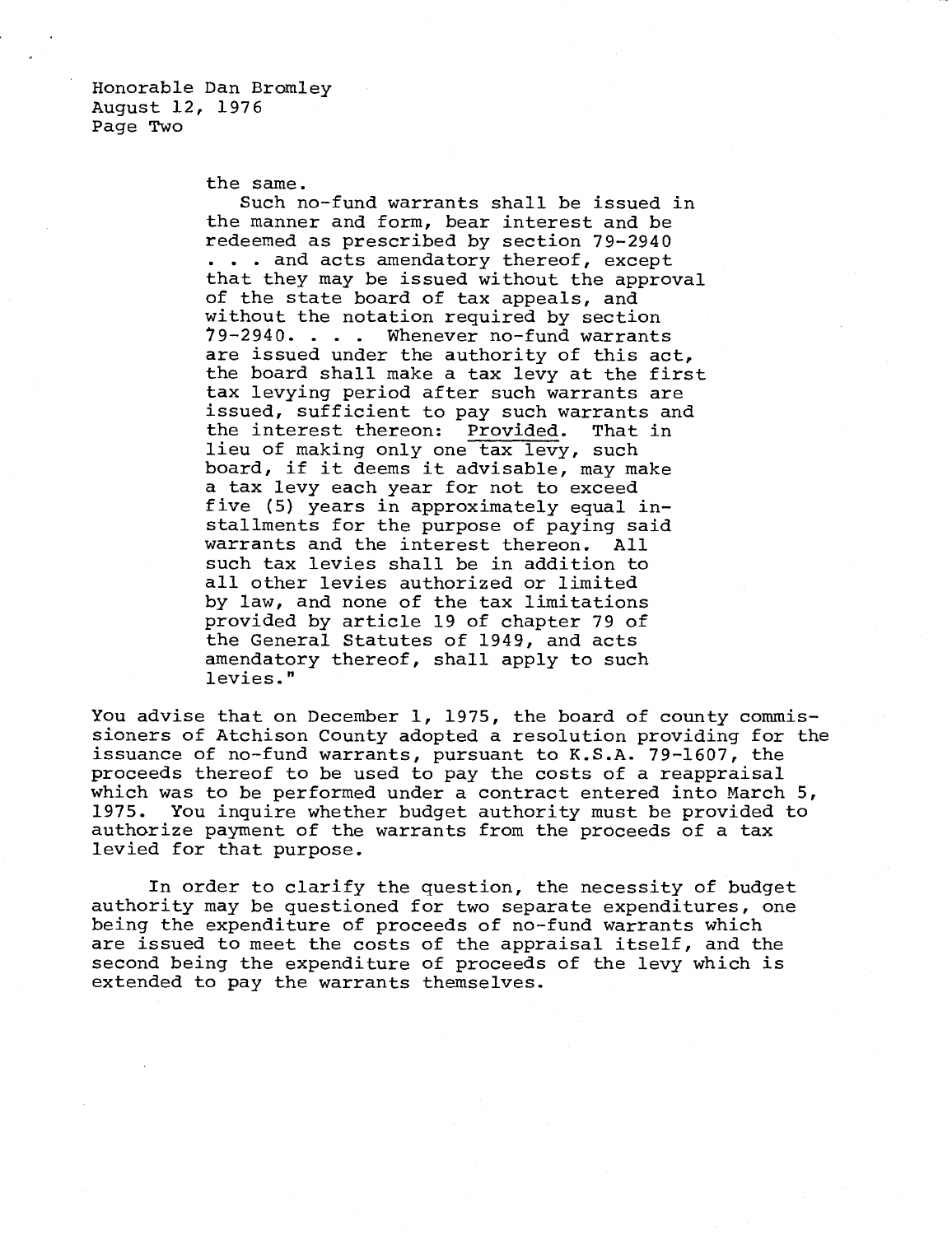the same.

Such no-fund warrants shall be issued in the manner and form, bear interest and be redeemed as prescribed by section 79-2940 . . . and acts amendatory thereof, except that they may be issued without the approval of the state board of tax appeals, and without the notation required by section 79-2940. . . . Whenever no-fund warrants are issued under the authority of this act, the board shall make a tax levy at the first tax levying period after such warrants are issued, sufficient to pay such warrants and the interest thereon: Provided. That in lieu of making only one tax levy, such board, if it deems it advisable, may make a tax levy each year for not to exceed five (5) years in approximately equal installments for the purpose of paying said warrants and the interest thereon. All such tax levies shall be in addition to all other levies authorized or limited by law, and none of the tax limitations provided by article 19 of chapter 79 of the General Statutes of 1949, and acts amendatory thereof, shall apply to such levies."

You advise that on December 1, 1975, the board of county commissioners of Atchison County adopted a resolution providing for the issuance of no-fund warrants, pursuant to K.S.A. 79-1607, the proceeds thereof to be used to pay the costs of a reappraisal which was to be performed under a contract entered into March 5, 1975. You inquire whether budget authority must be provided to authorize payment of the warrants from the proceeds of a tax levied for that purpose.

In order to clarify the question, the necessity of budget authority may be questioned for two separate expenditures, one being the expenditure of proceeds of no-fund warrants which are issued to meet the costs of the appraisal itself, and the second being the expenditure of proceeds of the levy which is extended to pay the warrants themselves.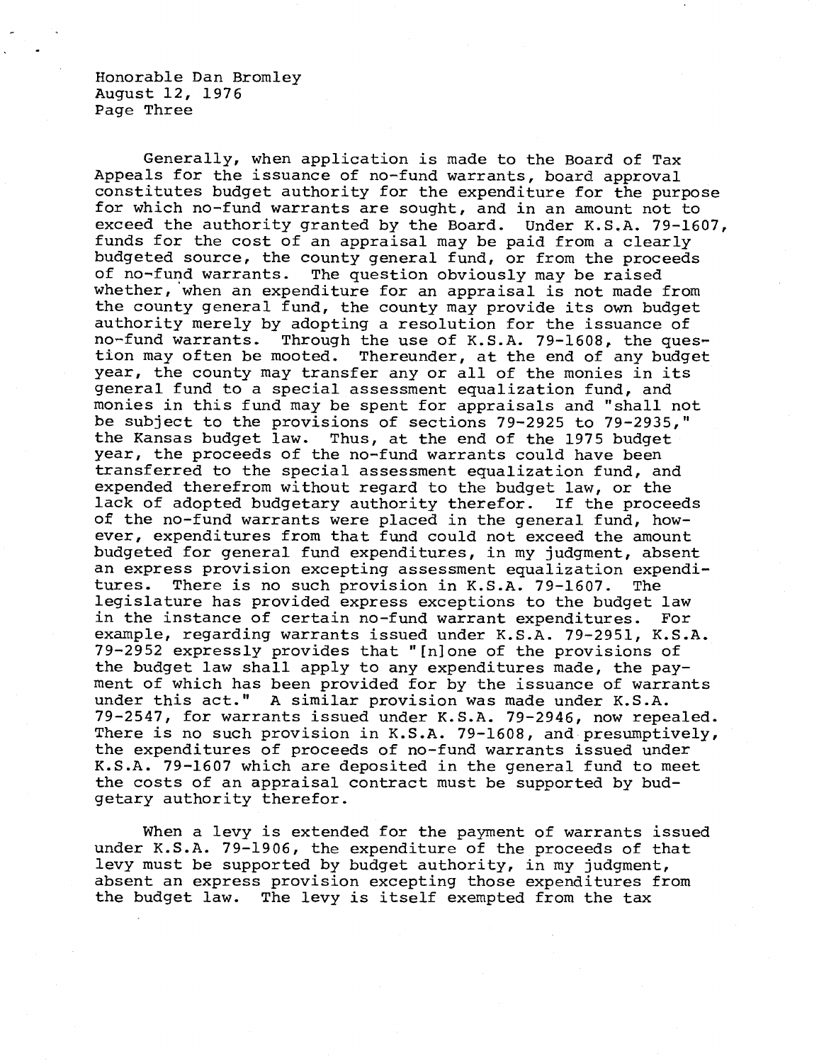Generally, when application is made to the Board of Tax Appeals for the issuance of no-fund warrants, board approval constitutes budget authority for the expenditure for the purpose for which no-fund warrants are sought, and in an amount not to exceed the authority granted by the Board. Under K.S.A. 79-1607, funds for the cost of an appraisal may be paid from a clearly budgeted source, the county general fund, or from the proceeds of no-fund warrants. The question obviously may be raised whether, when an expenditure for an appraisal is not made from the county general fund, the county may provide its own budget authority merely by adopting a resolution for the issuance of no-fund warrants. Through the use of K.S.A. 79-1608, the question may often be mooted. Thereunder, at the end of any budget year, the county may transfer any or all of the monies in its general fund to a special assessment equalization fund, and monies in this fund may be spent for appraisals and "shall not be subject to the provisions of sections 79-2925 to 79-2935," the Kansas budget law. Thus, at the end of the 1975 budget year, the proceeds of the no-fund warrants could have been transferred to the special assessment equalization fund, and expended therefrom without regard to the budget law, or the lack of adopted budgetary authority therefor. If the proceeds of the no-fund warrants were placed in the general fund, however, expenditures from that fund could not exceed the amount budgeted for general fund expenditures, in my judgment, absent an express provision excepting assessment equalization expenditures. There is no such provision in K.S.A. 79-1607. The legislature has provided express exceptions to the budget law in the instance of certain no-fund warrant expenditures. For example, regarding warrants issued under K.S.A. 79-2951, K.S.A. 79-2952 expressly provides that "[n]one of the provisions of the budget law shall apply to any expenditures made, the payment of which has been provided for by the issuance of warrants under this act." A similar provision was made under K.S.A. 79-2547, for warrants issued under K.S.A. 79-2946, now repealed. There is no such provision in K.S.A. 79-1608, and presumptively, the expenditures of proceeds of no-fund warrants issued under K.S.A. 79-1607 which are deposited in the general fund to meet the costs of an appraisal contract must be supported by budgetary authority therefor.

When a levy is extended for the payment of warrants issued under K.S.A. 79-1906, the expenditure of the proceeds of that levy must be supported by budget authority, in my judgment, absent an express provision excepting those expenditures from the budget law. The levy is itself exempted from the tax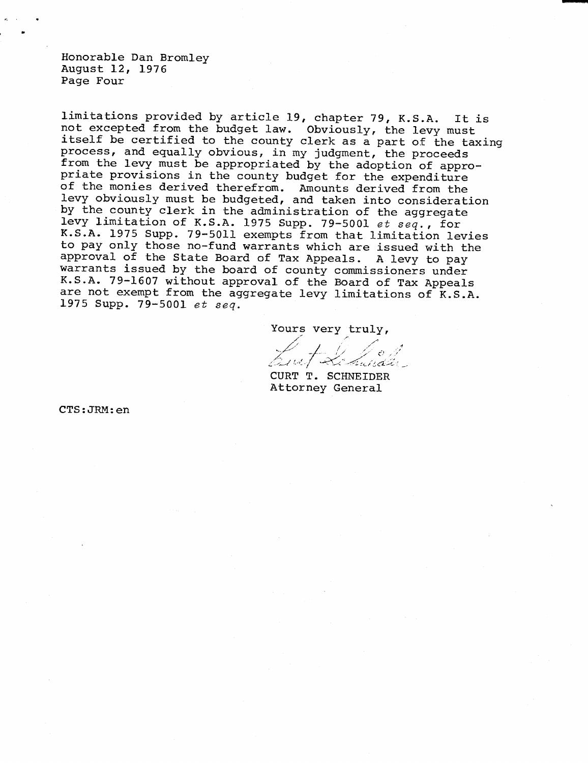limitations provided by article 19, chapter 79, K.S.A. It is not excepted from the budget law. Obviously, the levy must itself be certified to the county clerk as a part of the taxing process, and equally obvious, in my judgment, the proceeds from the levy must be appropriated by the adoption of appropriate provisions in the county budget for the expenditure of the monies derived therefrom. Amounts derived from the levy obviously must be budgeted, and taken into consideration by the county clerk in the administration of the aggregate levy limitation of K.S.A. 1975 Supp. 79-5001 *et seq.*, for K.S.A. 1975 Supp. 79-5011 exempts from that limitation levies to pay only those no-fund warrants which are issued with the approval of the State Board of Tax Appeals. A levy to pay warrants issued by the board of county commissioners under K.S.A. 79-1607 without approval of the Board of Tax Appeals are not exempt from the aggregate levy limitations of K.S.A. 1975 Supp. 79-5001 *et seq.*

Yours very truly,

CURT T. SCHNEIDER
Attorney General

CTS:JRM:en